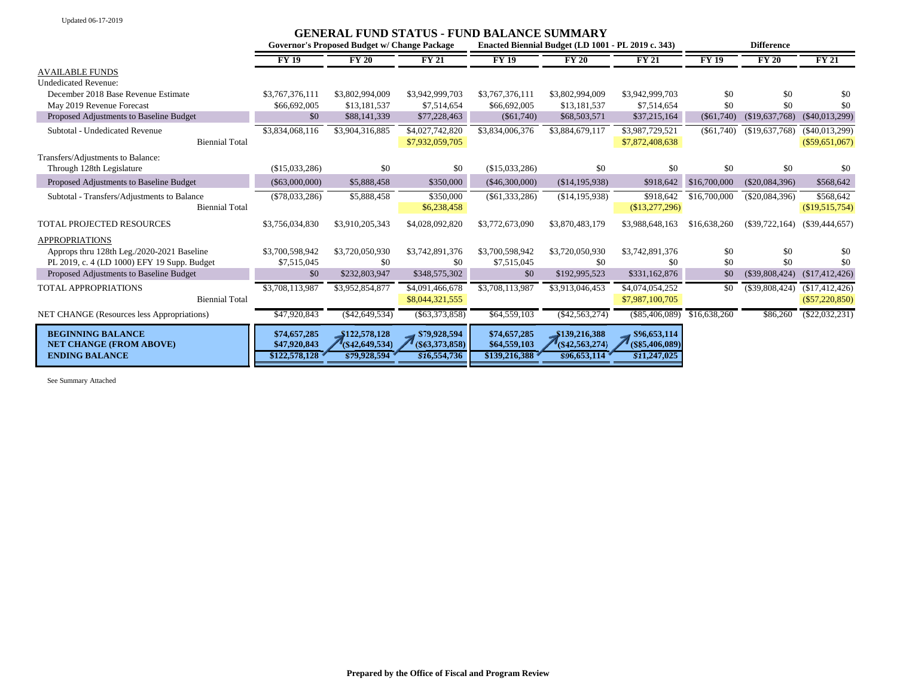Updated 06-17-2019

# GENERAL FUND STATUS - FUND BALANCE SUMMARY

| | Governor's Proposed Budget w/ Change Package | | | Enacted Biennial Budget (LD 1001 - PL 2019 c. 343) | | | Difference | | |
|---|---|---|---|---|---|---|---|---|---|
| | FY 19 | FY 20 | FY 21 | FY 19 | FY 20 | FY 21 | FY 19 | FY 20 | FY 21 |
| AVAILABLE FUNDS | | | | | | | | | |
| Undedicated Revenue: | | | | | | | | | |
| December 2018 Base Revenue Estimate | $3,767,376,111 | $3,802,994,009 | $3,942,999,703 | $3,767,376,111 | $3,802,994,009 | $3,942,999,703 | $0 | $0 | $0 |
| May 2019 Revenue Forecast | $66,692,005 | $13,181,537 | $7,514,654 | $66,692,005 | $13,181,537 | $7,514,654 | $0 | $0 | $0 |
| Proposed Adjustments to Baseline Budget | $0 | $88,141,339 | $77,228,463 | ($61,740) | $68,503,571 | $37,215,164 | ($61,740) | ($19,637,768) | ($40,013,299) |
| Subtotal - Undedicated Revenue | $3,834,068,116 | $3,904,316,885 | $4,027,742,820 | $3,834,006,376 | $3,884,679,117 | $3,987,729,521 | ($61,740) | ($19,637,768) | ($40,013,299) |
| Biennial Total | | | $7,932,059,705 | | | $7,872,408,638 | | | ($59,651,067) |
| Transfers/Adjustments to Balance: | | | | | | | | | |
| Through 128th Legislature | ($15,033,286) | $0 | $0 | ($15,033,286) | $0 | $0 | $0 | $0 | $0 |
| Proposed Adjustments to Baseline Budget | ($63,000,000) | $5,888,458 | $350,000 | ($46,300,000) | ($14,195,938) | $918,642 | $16,700,000 | ($20,084,396) | $568,642 |
| Subtotal - Transfers/Adjustments to Balance | ($78,033,286) | $5,888,458 | $350,000 | ($61,333,286) | ($14,195,938) | $918,642 | $16,700,000 | ($20,084,396) | $568,642 |
| Biennial Total | | | $6,238,458 | | | ($13,277,296) | | | ($19,515,754) |
| TOTAL PROJECTED RESOURCES | $3,756,034,830 | $3,910,205,343 | $4,028,092,820 | $3,772,673,090 | $3,870,483,179 | $3,988,648,163 | $16,638,260 | ($39,722,164) | ($39,444,657) |
| APPROPRIATIONS | | | | | | | | | |
| Approps thru 128th Leg./2020-2021 Baseline | $3,700,598,942 | $3,720,050,930 | $3,742,891,376 | $3,700,598,942 | $3,720,050,930 | $3,742,891,376 | $0 | $0 | $0 |
| PL 2019, c. 4 (LD 1000) EFY 19 Supp. Budget | $7,515,045 | $0 | $0 | $7,515,045 | $0 | $0 | $0 | $0 | $0 |
| Proposed Adjustments to Baseline Budget | $0 | $232,803,947 | $348,575,302 | $0 | $192,995,523 | $331,162,876 | $0 | ($39,808,424) | ($17,412,426) |
| TOTAL APPROPRIATIONS | $3,708,113,987 | $3,952,854,877 | $4,091,466,678 | $3,708,113,987 | $3,913,046,453 | $4,074,054,252 | $0 | ($39,808,424) | ($17,412,426) |
| Biennial Total | | | $8,044,321,555 | | | $7,987,100,705 | | | ($57,220,850) |
| NET CHANGE (Resources less Appropriations) | $47,920,843 | ($42,649,534) | ($63,373,858) | $64,559,103 | ($42,563,274) | ($85,406,089) | $16,638,260 | $86,260 | ($22,032,231) |
| **BEGINNING BALANCE** | **$74,657,285** | **$122,578,128** | **$79,928,594** | **$74,657,285** | **$139,216,388** | **$96,653,114** | | | |
| **NET CHANGE (FROM ABOVE)** | **$47,920,843** | **($42,649,534)** | **($63,373,858)** | **$64,559,103** | **($42,563,274)** | **($85,406,089)** | | | |
| **ENDING BALANCE** | **$122,578,128** | **$79,928,594** | **$16,554,736** | **$139,216,388** | **$96,653,114** | **$11,247,025** | | | |

See Summary Attached

**Prepared by the Office of Fiscal and Program Review**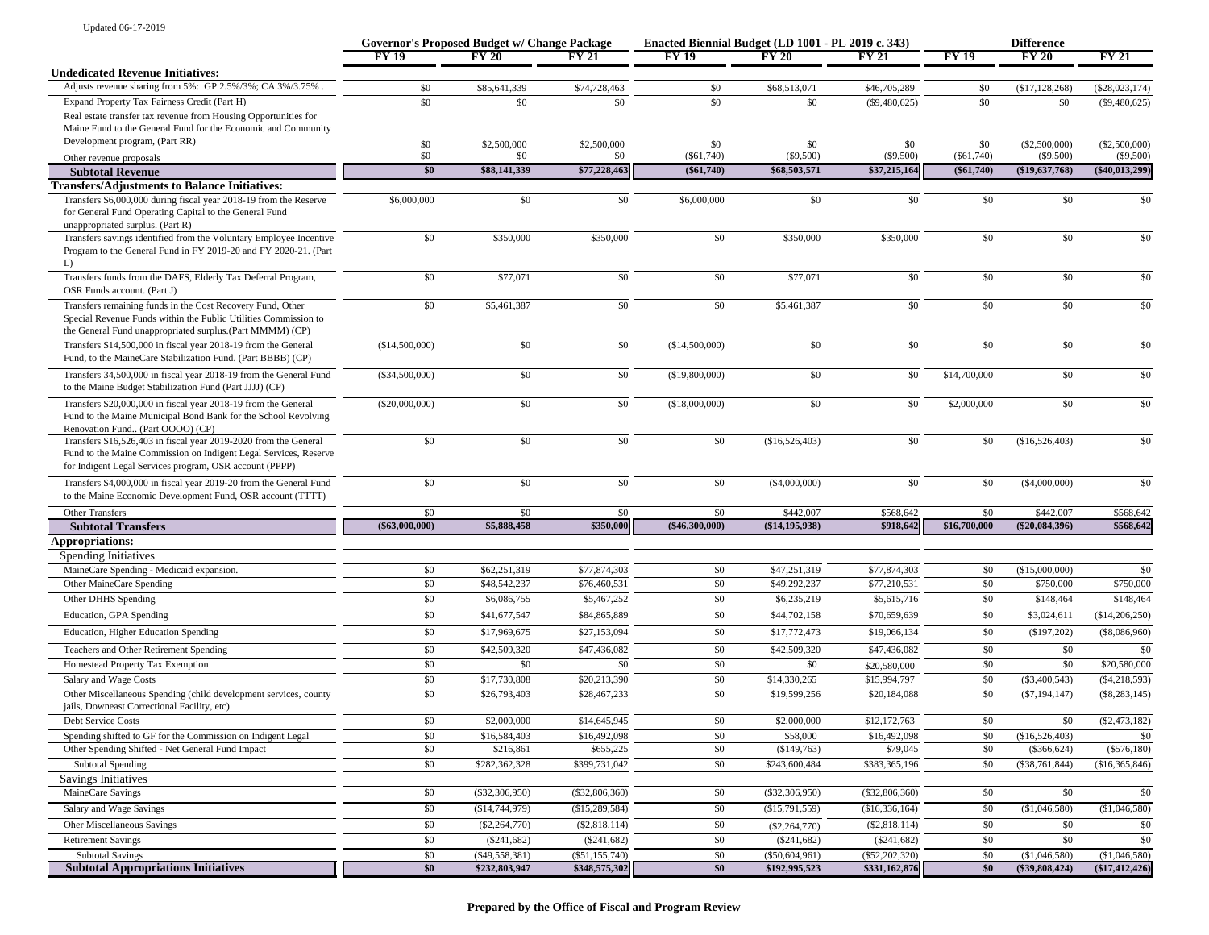Updated 06-17-2019

| | Governor's Proposed Budget w/ Change Package | | | Enacted Biennial Budget (LD 1001 - PL 2019 c. 343) | | | Difference | | |
|---|---|---|---|---|---|---|---|---|---|
| | FY 19 | FY 20 | FY 21 | FY 19 | FY 20 | FY 21 | FY 19 | FY 20 | FY 21 |
| **Undedicated Revenue Initiatives:** | | | | | | | | | |
| Adjusts revenue sharing from 5%: GP 2.5%/3%; CA 3%/3.75% . | $0 | $85,641,339 | $74,728,463 | $0 | $68,513,071 | $46,705,289 | $0 | ($17,128,268) | ($28,023,174) |
| Expand Property Tax Fairness Credit (Part H) | $0 | $0 | $0 | $0 | $0 | ($9,480,625) | $0 | $0 | ($9,480,625) |
| Real estate transfer tax revenue from Housing Opportunities for Maine Fund to the General Fund for the Economic and Community Development program, (Part RR) | $0 | $2,500,000 | $2,500,000 | $0 | $0 | $0 | $0 | ($2,500,000) | ($2,500,000) |
| Other revenue proposals | $0 | $0 | $0 | ($61,740) | ($9,500) | ($9,500) | ($61,740) | ($9,500) | ($9,500) |
| **Subtotal Revenue** | **$0** | **$88,141,339** | **$77,228,463** | **($61,740)** | **$68,503,571** | **$37,215,164** | **($61,740)** | **($19,637,768)** | **($40,013,299)** |
| **Transfers/Adjustments to Balance Initiatives:** | | | | | | | | | |
| Transfers $6,000,000 during fiscal year 2018-19 from the Reserve for General Fund Operating Capital to the General Fund unappropriated surplus. (Part R) | $6,000,000 | $0 | $0 | $6,000,000 | $0 | $0 | $0 | $0 | $0 |
| Transfers savings identified from the Voluntary Employee Incentive Program to the General Fund in FY 2019-20 and FY 2020-21. (Part L) | $0 | $350,000 | $350,000 | $0 | $350,000 | $350,000 | $0 | $0 | $0 |
| Transfers funds from the DAFS, Elderly Tax Deferral Program, OSR Funds account. (Part J) | $0 | $77,071 | $0 | $0 | $77,071 | $0 | $0 | $0 | $0 |
| Transfers remaining funds in the Cost Recovery Fund, Other Special Revenue Funds within the Public Utilities Commission to the General Fund unappropriated surplus.(Part MMMM) (CP) | $0 | $5,461,387 | $0 | $0 | $5,461,387 | $0 | $0 | $0 | $0 |
| Transfers $14,500,000 in fiscal year 2018-19 from the General Fund, to the MaineCare Stabilization Fund. (Part BBBB) (CP) | ($14,500,000) | $0 | $0 | ($14,500,000) | $0 | $0 | $0 | $0 | $0 |
| Transfers 34,500,000 in fiscal year 2018-19 from the General Fund to the Maine Budget Stabilization Fund (Part JJJJ) (CP) | ($34,500,000) | $0 | $0 | ($19,800,000) | $0 | $0 | $14,700,000 | $0 | $0 |
| Transfers $20,000,000 in fiscal year 2018-19 from the General Fund to the Maine Municipal Bond Bank for the School Revolving Renovation Fund.. (Part OOOO) (CP) | ($20,000,000) | $0 | $0 | ($18,000,000) | $0 | $0 | $2,000,000 | $0 | $0 |
| Transfers $16,526,403 in fiscal year 2019-2020 from the General Fund to the Maine Commission on Indigent Legal Services, Reserve for Indigent Legal Services program, OSR account (PPPP) | $0 | $0 | $0 | $0 | ($16,526,403) | $0 | $0 | ($16,526,403) | $0 |
| Transfers $4,000,000 in fiscal year 2019-20 from the General Fund to the Maine Economic Development Fund, OSR account (TTTT) | $0 | $0 | $0 | $0 | ($4,000,000) | $0 | $0 | ($4,000,000) | $0 |
| Other Transfers | $0 | $0 | $0 | $0 | $442,007 | $568,642 | $0 | $442,007 | $568,642 |
| **Subtotal Transfers** | **($63,000,000)** | **$5,888,458** | **$350,000** | **($46,300,000)** | **($14,195,938)** | **$918,642** | **$16,700,000** | **($20,084,396)** | **$568,642** |
| **Appropriations:** | | | | | | | | | |
| Spending Initiatives | | | | | | | | | |
| MaineCare Spending - Medicaid expansion. | $0 | $62,251,319 | $77,874,303 | $0 | $47,251,319 | $77,874,303 | $0 | ($15,000,000) | $0 |
| Other MaineCare Spending | $0 | $48,542,237 | $76,460,531 | $0 | $49,292,237 | $77,210,531 | $0 | $750,000 | $750,000 |
| Other DHHS Spending | $0 | $6,086,755 | $5,467,252 | $0 | $6,235,219 | $5,615,716 | $0 | $148,464 | $148,464 |
| Education, GPA Spending | $0 | $41,677,547 | $84,865,889 | $0 | $44,702,158 | $70,659,639 | $0 | $3,024,611 | ($14,206,250) |
| Education, Higher Education Spending | $0 | $17,969,675 | $27,153,094 | $0 | $17,772,473 | $19,066,134 | $0 | ($197,202) | ($8,086,960) |
| Teachers and Other Retirement Spending | $0 | $42,509,320 | $47,436,082 | $0 | $42,509,320 | $47,436,082 | $0 | $0 | $0 |
| Homestead Property Tax Exemption | $0 | $0 | $0 | $0 | $0 | $20,580,000 | $0 | $0 | $20,580,000 |
| Salary and Wage Costs | $0 | $17,730,808 | $20,213,390 | $0 | $14,330,265 | $15,994,797 | $0 | ($3,400,543) | ($4,218,593) |
| Other Miscellaneous Spending (child development services, county jails, Downeast Correctional Facility, etc) | $0 | $26,793,403 | $28,467,233 | $0 | $19,599,256 | $20,184,088 | $0 | ($7,194,147) | ($8,283,145) |
| Debt Service Costs | $0 | $2,000,000 | $14,645,945 | $0 | $2,000,000 | $12,172,763 | $0 | $0 | ($2,473,182) |
| Spending shifted to GF for the Commission on Indigent Legal | $0 | $16,584,403 | $16,492,098 | $0 | $58,000 | $16,492,098 | $0 | ($16,526,403) | $0 |
| Other Spending Shifted - Net General Fund Impact | $0 | $216,861 | $655,225 | $0 | ($149,763) | $79,045 | $0 | ($366,624) | ($576,180) |
| Subtotal Spending | $0 | $282,362,328 | $399,731,042 | $0 | $243,600,484 | $383,365,196 | $0 | ($38,761,844) | ($16,365,846) |
| Savings Initiatives | | | | | | | | | |
| MaineCare Savings | $0 | ($32,306,950) | ($32,806,360) | $0 | ($32,306,950) | ($32,806,360) | $0 | $0 | $0 |
| Salary and Wage Savings | $0 | ($14,744,979) | ($15,289,584) | $0 | ($15,791,559) | ($16,336,164) | $0 | ($1,046,580) | ($1,046,580) |
| Oher Miscellaneous Savings | $0 | ($2,264,770) | ($2,818,114) | $0 | ($2,264,770) | ($2,818,114) | $0 | $0 | $0 |
| Retirement Savings | $0 | ($241,682) | ($241,682) | $0 | ($241,682) | ($241,682) | $0 | $0 | $0 |
| Subtotal Savings | $0 | ($49,558,381) | ($51,155,740) | $0 | ($50,604,961) | ($52,202,320) | $0 | ($1,046,580) | ($1,046,580) |
| **Subtotal Appropriations Initiatives** | **$0** | **$232,803,947** | **$348,575,302** | **$0** | **$192,995,523** | **$331,162,876** | **$0** | **($39,808,424)** | **($17,412,426)** |

**Prepared by the Office of Fiscal and Program Review**